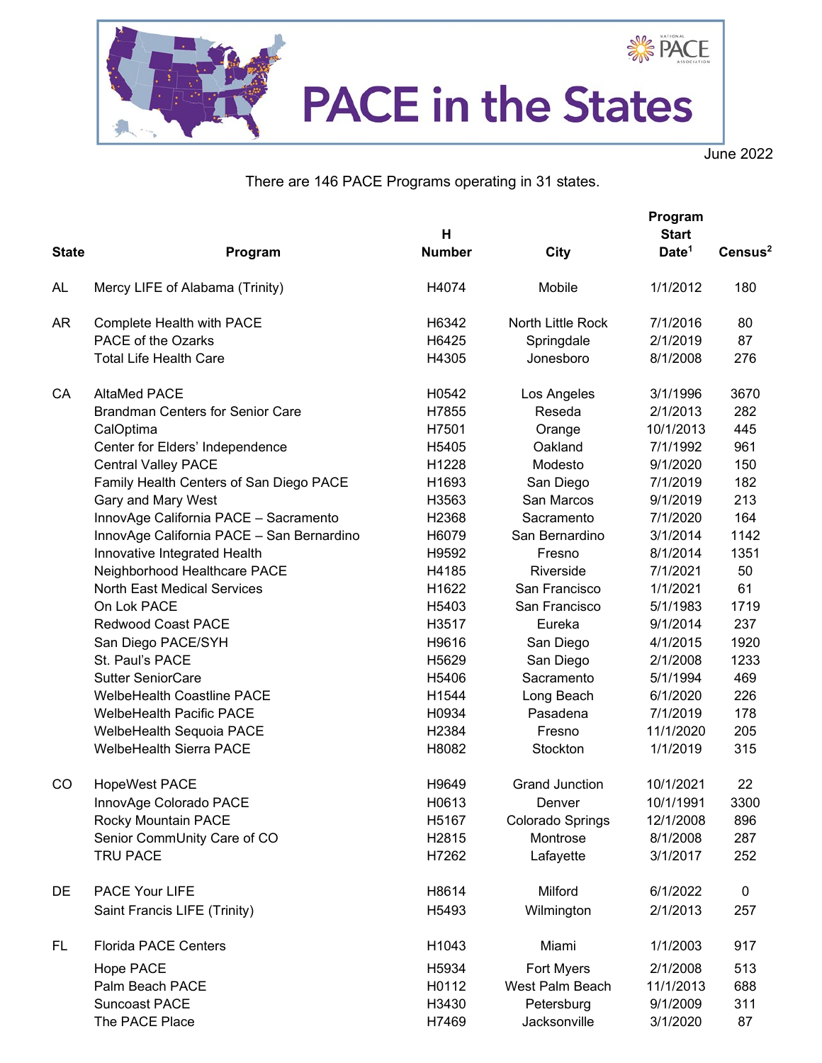# PACE in the States

June 2022

There are 146 PACE Programs operating in 31 states.

| State | Program | H Number | City | Program Start Date[1] | Census[2] |
|---|---|---|---|---|---|
| AL | Mercy LIFE of Alabama (Trinity) | H4074 | Mobile | 1/1/2012 | 180 |
| AR | Complete Health with PACE | H6342 | North Little Rock | 7/1/2016 | 80 |
| | PACE of the Ozarks | H6425 | Springdale | 2/1/2019 | 87 |
| | Total Life Health Care | H4305 | Jonesboro | 8/1/2008 | 276 |
| CA | AltaMed PACE | H0542 | Los Angeles | 3/1/1996 | 3670 |
| | Brandman Centers for Senior Care | H7855 | Reseda | 2/1/2013 | 282 |
| | CalOptima | H7501 | Orange | 10/1/2013 | 445 |
| | Center for Elders' Independence | H5405 | Oakland | 7/1/1992 | 961 |
| | Central Valley PACE | H1228 | Modesto | 9/1/2020 | 150 |
| | Family Health Centers of San Diego PACE | H1693 | San Diego | 7/1/2019 | 182 |
| | Gary and Mary West | H3563 | San Marcos | 9/1/2019 | 213 |
| | InnovAge California PACE – Sacramento | H2368 | Sacramento | 7/1/2020 | 164 |
| | InnovAge California PACE – San Bernardino | H6079 | San Bernardino | 3/1/2014 | 1142 |
| | Innovative Integrated Health | H9592 | Fresno | 8/1/2014 | 1351 |
| | Neighborhood Healthcare PACE | H4185 | Riverside | 7/1/2021 | 50 |
| | North East Medical Services | H1622 | San Francisco | 1/1/2021 | 61 |
| | On Lok PACE | H5403 | San Francisco | 5/1/1983 | 1719 |
| | Redwood Coast PACE | H3517 | Eureka | 9/1/2014 | 237 |
| | San Diego PACE/SYH | H9616 | San Diego | 4/1/2015 | 1920 |
| | St. Paul's PACE | H5629 | San Diego | 2/1/2008 | 1233 |
| | Sutter SeniorCare | H5406 | Sacramento | 5/1/1994 | 469 |
| | WelbeHealth Coastline PACE | H1544 | Long Beach | 6/1/2020 | 226 |
| | WelbeHealth Pacific PACE | H0934 | Pasadena | 7/1/2019 | 178 |
| | WelbeHealth Sequoia PACE | H2384 | Fresno | 11/1/2020 | 205 |
| | WelbeHealth Sierra PACE | H8082 | Stockton | 1/1/2019 | 315 |
| CO | HopeWest PACE | H9649 | Grand Junction | 10/1/2021 | 22 |
| | InnovAge Colorado PACE | H0613 | Denver | 10/1/1991 | 3300 |
| | Rocky Mountain PACE | H5167 | Colorado Springs | 12/1/2008 | 896 |
| | Senior CommUnity Care of CO | H2815 | Montrose | 8/1/2008 | 287 |
| | TRU PACE | H7262 | Lafayette | 3/1/2017 | 252 |
| DE | PACE Your LIFE | H8614 | Milford | 6/1/2022 | 0 |
| | Saint Francis LIFE (Trinity) | H5493 | Wilmington | 2/1/2013 | 257 |
| FL | Florida PACE Centers | H1043 | Miami | 1/1/2003 | 917 |
| | Hope PACE | H5934 | Fort Myers | 2/1/2008 | 513 |
| | Palm Beach PACE | H0112 | West Palm Beach | 11/1/2013 | 688 |
| | Suncoast PACE | H3430 | Petersburg | 9/1/2009 | 311 |
| | The PACE Place | H7469 | Jacksonville | 3/1/2020 | 87 |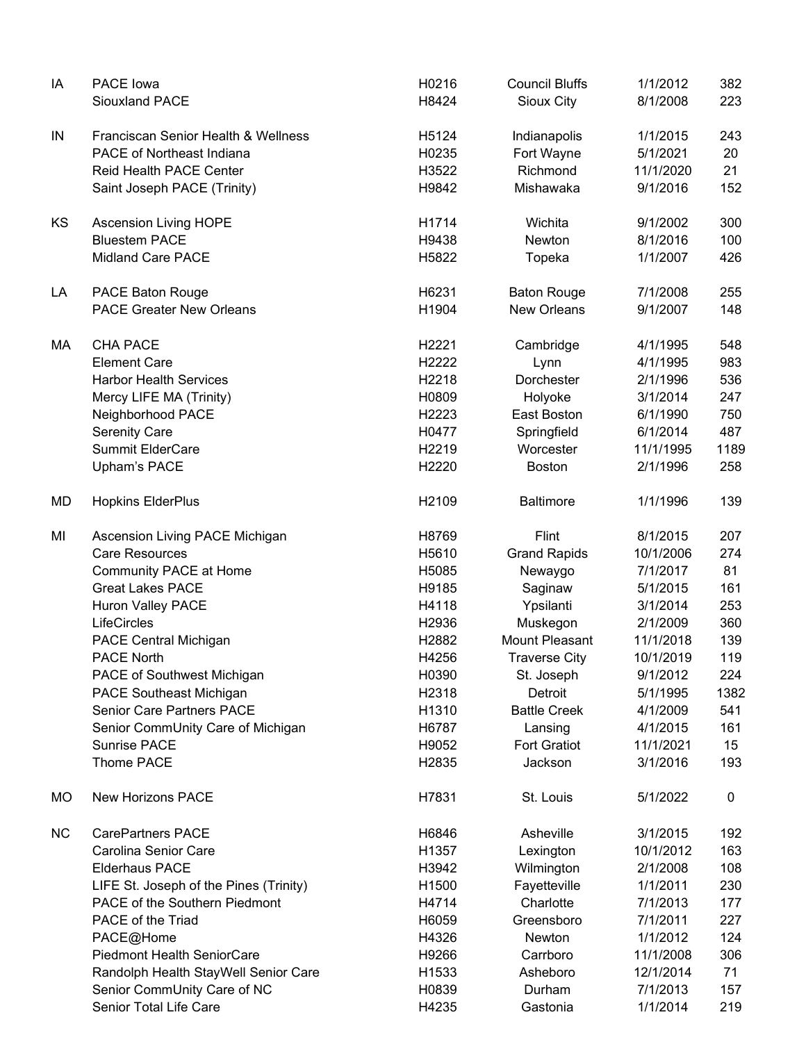| | | | | | |
|---|---|---|---|---|---|
| IA | PACE Iowa | H0216 | Council Bluffs | 1/1/2012 | 382 |
| | Siouxland PACE | H8424 | Sioux City | 8/1/2008 | 223 |
| IN | Franciscan Senior Health & Wellness | H5124 | Indianapolis | 1/1/2015 | 243 |
| | PACE of Northeast Indiana | H0235 | Fort Wayne | 5/1/2021 | 20 |
| | Reid Health PACE Center | H3522 | Richmond | 11/1/2020 | 21 |
| | Saint Joseph PACE (Trinity) | H9842 | Mishawaka | 9/1/2016 | 152 |
| KS | Ascension Living HOPE | H1714 | Wichita | 9/1/2002 | 300 |
| | Bluestem PACE | H9438 | Newton | 8/1/2016 | 100 |
| | Midland Care PACE | H5822 | Topeka | 1/1/2007 | 426 |
| LA | PACE Baton Rouge | H6231 | Baton Rouge | 7/1/2008 | 255 |
| | PACE Greater New Orleans | H1904 | New Orleans | 9/1/2007 | 148 |
| MA | CHA PACE | H2221 | Cambridge | 4/1/1995 | 548 |
| | Element Care | H2222 | Lynn | 4/1/1995 | 983 |
| | Harbor Health Services | H2218 | Dorchester | 2/1/1996 | 536 |
| | Mercy LIFE MA (Trinity) | H0809 | Holyoke | 3/1/2014 | 247 |
| | Neighborhood PACE | H2223 | East Boston | 6/1/1990 | 750 |
| | Serenity Care | H0477 | Springfield | 6/1/2014 | 487 |
| | Summit ElderCare | H2219 | Worcester | 11/1/1995 | 1189 |
| | Upham's PACE | H2220 | Boston | 2/1/1996 | 258 |
| MD | Hopkins ElderPlus | H2109 | Baltimore | 1/1/1996 | 139 |
| MI | Ascension Living PACE Michigan | H8769 | Flint | 8/1/2015 | 207 |
| | Care Resources | H5610 | Grand Rapids | 10/1/2006 | 274 |
| | Community PACE at Home | H5085 | Newaygo | 7/1/2017 | 81 |
| | Great Lakes PACE | H9185 | Saginaw | 5/1/2015 | 161 |
| | Huron Valley PACE | H4118 | Ypsilanti | 3/1/2014 | 253 |
| | LifeCircles | H2936 | Muskegon | 2/1/2009 | 360 |
| | PACE Central Michigan | H2882 | Mount Pleasant | 11/1/2018 | 139 |
| | PACE North | H4256 | Traverse City | 10/1/2019 | 119 |
| | PACE of Southwest Michigan | H0390 | St. Joseph | 9/1/2012 | 224 |
| | PACE Southeast Michigan | H2318 | Detroit | 5/1/1995 | 1382 |
| | Senior Care Partners PACE | H1310 | Battle Creek | 4/1/2009 | 541 |
| | Senior CommUnity Care of Michigan | H6787 | Lansing | 4/1/2015 | 161 |
| | Sunrise PACE | H9052 | Fort Gratiot | 11/1/2021 | 15 |
| | Thome PACE | H2835 | Jackson | 3/1/2016 | 193 |
| MO | New Horizons PACE | H7831 | St. Louis | 5/1/2022 | 0 |
| NC | CarePartners PACE | H6846 | Asheville | 3/1/2015 | 192 |
| | Carolina Senior Care | H1357 | Lexington | 10/1/2012 | 163 |
| | Elderhaus PACE | H3942 | Wilmington | 2/1/2008 | 108 |
| | LIFE St. Joseph of the Pines (Trinity) | H1500 | Fayetteville | 1/1/2011 | 230 |
| | PACE of the Southern Piedmont | H4714 | Charlotte | 7/1/2013 | 177 |
| | PACE of the Triad | H6059 | Greensboro | 7/1/2011 | 227 |
| | PACE@Home | H4326 | Newton | 1/1/2012 | 124 |
| | Piedmont Health SeniorCare | H9266 | Carrboro | 11/1/2008 | 306 |
| | Randolph Health StayWell Senior Care | H1533 | Asheboro | 12/1/2014 | 71 |
| | Senior CommUnity Care of NC | H0839 | Durham | 7/1/2013 | 157 |
| | Senior Total Life Care | H4235 | Gastonia | 1/1/2014 | 219 |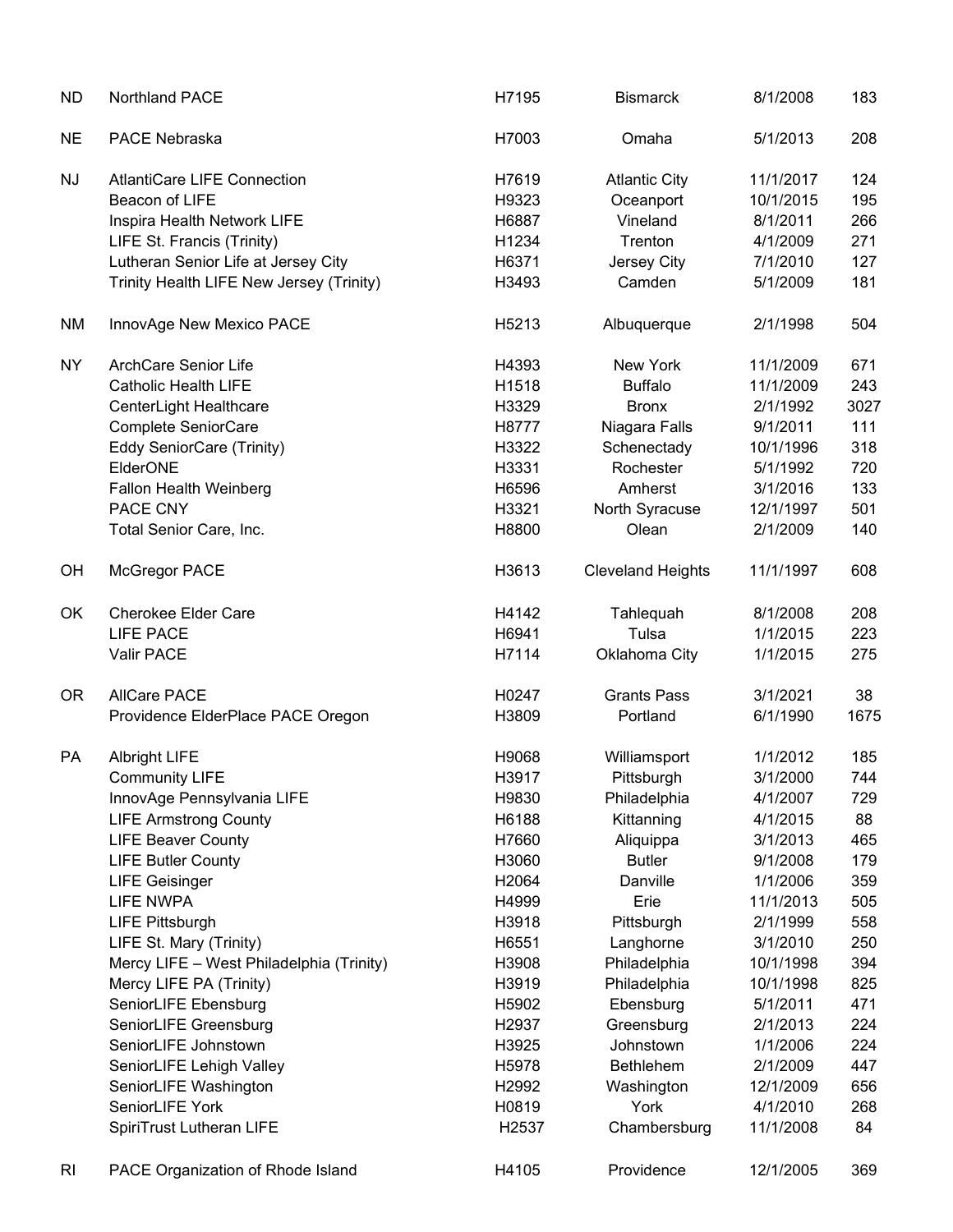| | | | | | |
|---|---|---|---|---|---|
| ND | Northland PACE | H7195 | Bismarck | 8/1/2008 | 183 |
| NE | PACE Nebraska | H7003 | Omaha | 5/1/2013 | 208 |
| NJ | AtlantiCare LIFE Connection | H7619 | Atlantic City | 11/1/2017 | 124 |
| | Beacon of LIFE | H9323 | Oceanport | 10/1/2015 | 195 |
| | Inspira Health Network LIFE | H6887 | Vineland | 8/1/2011 | 266 |
| | LIFE St. Francis (Trinity) | H1234 | Trenton | 4/1/2009 | 271 |
| | Lutheran Senior Life at Jersey City | H6371 | Jersey City | 7/1/2010 | 127 |
| | Trinity Health LIFE New Jersey (Trinity) | H3493 | Camden | 5/1/2009 | 181 |
| NM | InnovAge New Mexico PACE | H5213 | Albuquerque | 2/1/1998 | 504 |
| NY | ArchCare Senior Life | H4393 | New York | 11/1/2009 | 671 |
| | Catholic Health LIFE | H1518 | Buffalo | 11/1/2009 | 243 |
| | CenterLight Healthcare | H3329 | Bronx | 2/1/1992 | 3027 |
| | Complete SeniorCare | H8777 | Niagara Falls | 9/1/2011 | 111 |
| | Eddy SeniorCare (Trinity) | H3322 | Schenectady | 10/1/1996 | 318 |
| | ElderONE | H3331 | Rochester | 5/1/1992 | 720 |
| | Fallon Health Weinberg | H6596 | Amherst | 3/1/2016 | 133 |
| | PACE CNY | H3321 | North Syracuse | 12/1/1997 | 501 |
| | Total Senior Care, Inc. | H8800 | Olean | 2/1/2009 | 140 |
| OH | McGregor PACE | H3613 | Cleveland Heights | 11/1/1997 | 608 |
| OK | Cherokee Elder Care | H4142 | Tahlequah | 8/1/2008 | 208 |
| | LIFE PACE | H6941 | Tulsa | 1/1/2015 | 223 |
| | Valir PACE | H7114 | Oklahoma City | 1/1/2015 | 275 |
| OR | AllCare PACE | H0247 | Grants Pass | 3/1/2021 | 38 |
| | Providence ElderPlace PACE Oregon | H3809 | Portland | 6/1/1990 | 1675 |
| PA | Albright LIFE | H9068 | Williamsport | 1/1/2012 | 185 |
| | Community LIFE | H3917 | Pittsburgh | 3/1/2000 | 744 |
| | InnovAge Pennsylvania LIFE | H9830 | Philadelphia | 4/1/2007 | 729 |
| | LIFE Armstrong County | H6188 | Kittanning | 4/1/2015 | 88 |
| | LIFE Beaver County | H7660 | Aliquippa | 3/1/2013 | 465 |
| | LIFE Butler County | H3060 | Butler | 9/1/2008 | 179 |
| | LIFE Geisinger | H2064 | Danville | 1/1/2006 | 359 |
| | LIFE NWPA | H4999 | Erie | 11/1/2013 | 505 |
| | LIFE Pittsburgh | H3918 | Pittsburgh | 2/1/1999 | 558 |
| | LIFE St. Mary (Trinity) | H6551 | Langhorne | 3/1/2010 | 250 |
| | Mercy LIFE – West Philadelphia (Trinity) | H3908 | Philadelphia | 10/1/1998 | 394 |
| | Mercy LIFE PA (Trinity) | H3919 | Philadelphia | 10/1/1998 | 825 |
| | SeniorLIFE Ebensburg | H5902 | Ebensburg | 5/1/2011 | 471 |
| | SeniorLIFE Greensburg | H2937 | Greensburg | 2/1/2013 | 224 |
| | SeniorLIFE Johnstown | H3925 | Johnstown | 1/1/2006 | 224 |
| | SeniorLIFE Lehigh Valley | H5978 | Bethlehem | 2/1/2009 | 447 |
| | SeniorLIFE Washington | H2992 | Washington | 12/1/2009 | 656 |
| | SeniorLIFE York | H0819 | York | 4/1/2010 | 268 |
| | SpiriTrust Lutheran LIFE | H2537 | Chambersburg | 11/1/2008 | 84 |
| RI | PACE Organization of Rhode Island | H4105 | Providence | 12/1/2005 | 369 |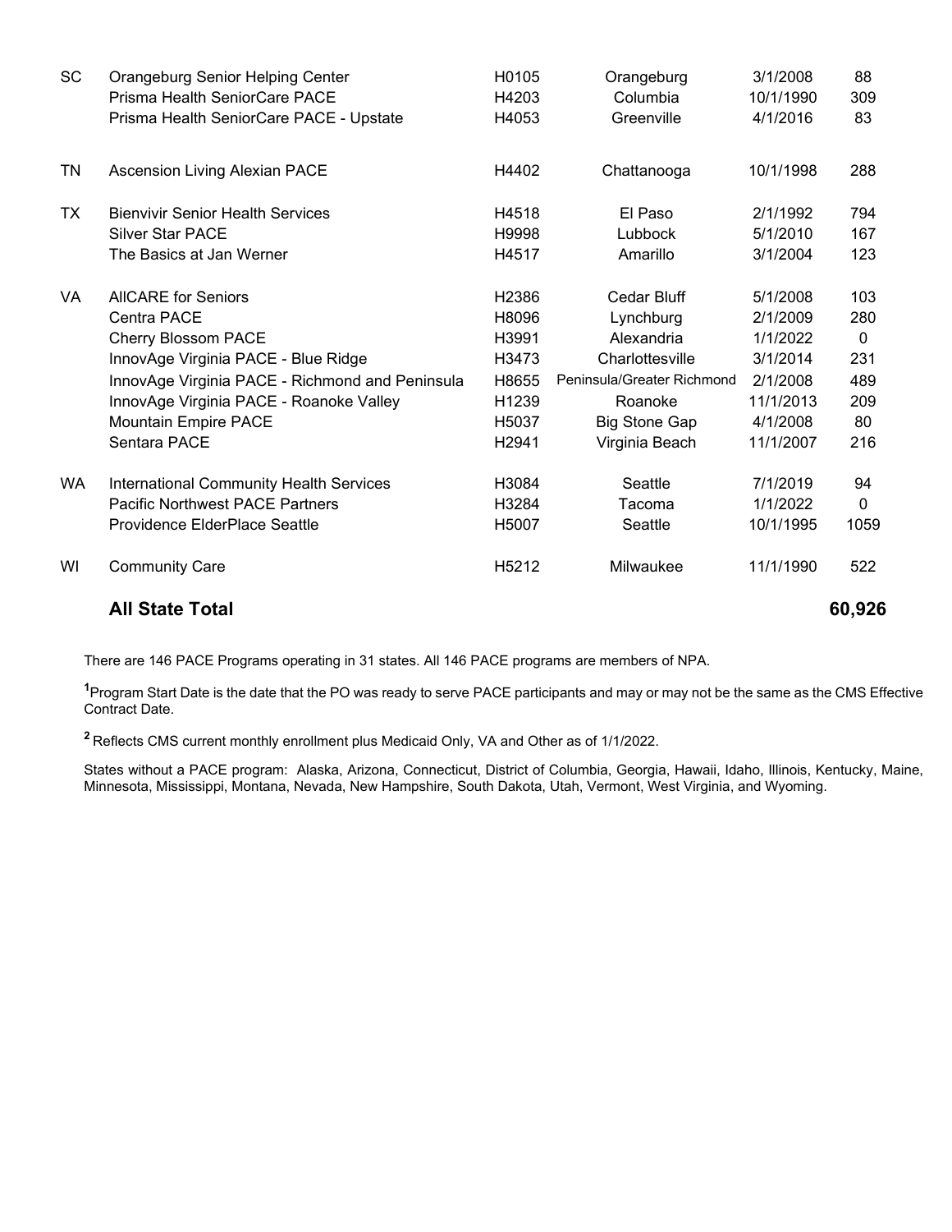| | | | | | |
|---|---|---|---|---|---|
| SC | Orangeburg Senior Helping Center | H0105 | Orangeburg | 3/1/2008 | 88 |
| | Prisma Health SeniorCare PACE | H4203 | Columbia | 10/1/1990 | 309 |
| | Prisma Health SeniorCare PACE - Upstate | H4053 | Greenville | 4/1/2016 | 83 |
| TN | Ascension Living Alexian PACE | H4402 | Chattanooga | 10/1/1998 | 288 |
| TX | Bienvivir Senior Health Services | H4518 | El Paso | 2/1/1992 | 794 |
| | Silver Star PACE | H9998 | Lubbock | 5/1/2010 | 167 |
| | The Basics at Jan Werner | H4517 | Amarillo | 3/1/2004 | 123 |
| VA | AllCARE for Seniors | H2386 | Cedar Bluff | 5/1/2008 | 103 |
| | Centra PACE | H8096 | Lynchburg | 2/1/2009 | 280 |
| | Cherry Blossom PACE | H3991 | Alexandria | 1/1/2022 | 0 |
| | InnovAge Virginia PACE - Blue Ridge | H3473 | Charlottesville | 3/1/2014 | 231 |
| | InnovAge Virginia PACE - Richmond and Peninsula | H8655 | Peninsula/Greater Richmond | 2/1/2008 | 489 |
| | InnovAge Virginia PACE - Roanoke Valley | H1239 | Roanoke | 11/1/2013 | 209 |
| | Mountain Empire PACE | H5037 | Big Stone Gap | 4/1/2008 | 80 |
| | Sentara PACE | H2941 | Virginia Beach | 11/1/2007 | 216 |
| WA | International Community Health Services | H3084 | Seattle | 7/1/2019 | 94 |
| | Pacific Northwest PACE Partners | H3284 | Tacoma | 1/1/2022 | 0 |
| | Providence ElderPlace Seattle | H5007 | Seattle | 10/1/1995 | 1059 |
| WI | Community Care | H5212 | Milwaukee | 11/1/1990 | 522 |
| | **All State Total** | | | | **60,926** |

There are 146 PACE Programs operating in 31 states. All 146 PACE programs are members of NPA.

[1] Program Start Date is the date that the PO was ready to serve PACE participants and may or may not be the same as the CMS Effective Contract Date.

[2] Reflects CMS current monthly enrollment plus Medicaid Only, VA and Other as of 1/1/2022.

States without a PACE program: Alaska, Arizona, Connecticut, District of Columbia, Georgia, Hawaii, Idaho, Illinois, Kentucky, Maine, Minnesota, Mississippi, Montana, Nevada, New Hampshire, South Dakota, Utah, Vermont, West Virginia, and Wyoming.